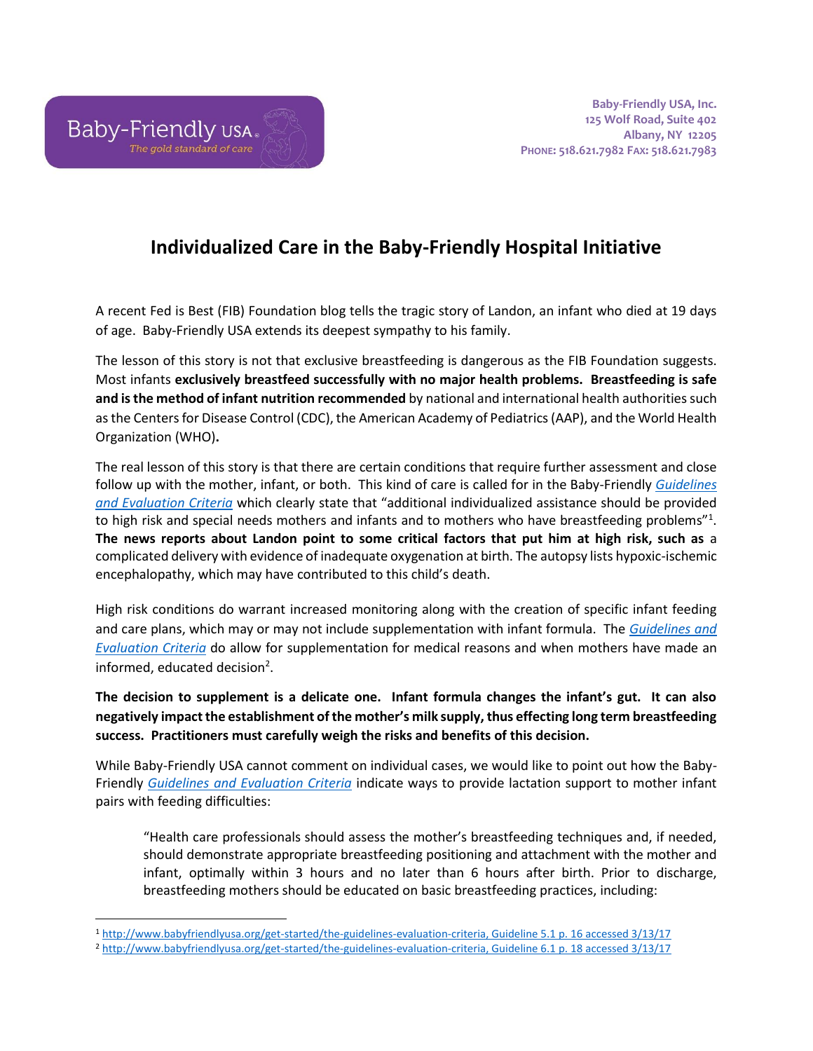Baby-Friendly USA
The gold standard of care

**Baby-Friendly USA, Inc.**
**125 Wolf Road, Suite 402**
**Albany, NY 12205**
**PHONE: 518.621.7982 FAX: 518.621.7983**

# Individualized Care in the Baby-Friendly Hospital Initiative

A recent Fed is Best (FIB) Foundation blog tells the tragic story of Landon, an infant who died at 19 days of age. Baby-Friendly USA extends its deepest sympathy to his family.

The lesson of this story is not that exclusive breastfeeding is dangerous as the FIB Foundation suggests. Most infants **exclusively breastfeed successfully with no major health problems. Breastfeeding is safe and is the method of infant nutrition recommended** by national and international health authorities such as the Centers for Disease Control (CDC), the American Academy of Pediatrics (AAP), and the World Health Organization (WHO)**.**

The real lesson of this story is that there are certain conditions that require further assessment and close follow up with the mother, infant, or both. This kind of care is called for in the Baby-Friendly *Guidelines and Evaluation Criteria* which clearly state that "additional individualized assistance should be provided to high risk and special needs mothers and infants and to mothers who have breastfeeding problems"[1]. **The news reports about Landon point to some critical factors that put him at high risk, such as** a complicated delivery with evidence of inadequate oxygenation at birth. The autopsy lists hypoxic-ischemic encephalopathy, which may have contributed to this child's death.

High risk conditions do warrant increased monitoring along with the creation of specific infant feeding and care plans, which may or may not include supplementation with infant formula. The *Guidelines and Evaluation Criteria* do allow for supplementation for medical reasons and when mothers have made an informed, educated decision[2].

**The decision to supplement is a delicate one. Infant formula changes the infant's gut. It can also negatively impact the establishment of the mother's milk supply, thus effecting long term breastfeeding success. Practitioners must carefully weigh the risks and benefits of this decision.**

While Baby-Friendly USA cannot comment on individual cases, we would like to point out how the Baby-Friendly *Guidelines and Evaluation Criteria* indicate ways to provide lactation support to mother infant pairs with feeding difficulties:

> "Health care professionals should assess the mother's breastfeeding techniques and, if needed, should demonstrate appropriate breastfeeding positioning and attachment with the mother and infant, optimally within 3 hours and no later than 6 hours after birth. Prior to discharge, breastfeeding mothers should be educated on basic breastfeeding practices, including:

---

[1] http://www.babyfriendlyusa.org/get-started/the-guidelines-evaluation-criteria, Guideline 5.1 p. 16 accessed 3/13/17

[2] http://www.babyfriendlyusa.org/get-started/the-guidelines-evaluation-criteria, Guideline 6.1 p. 18 accessed 3/13/17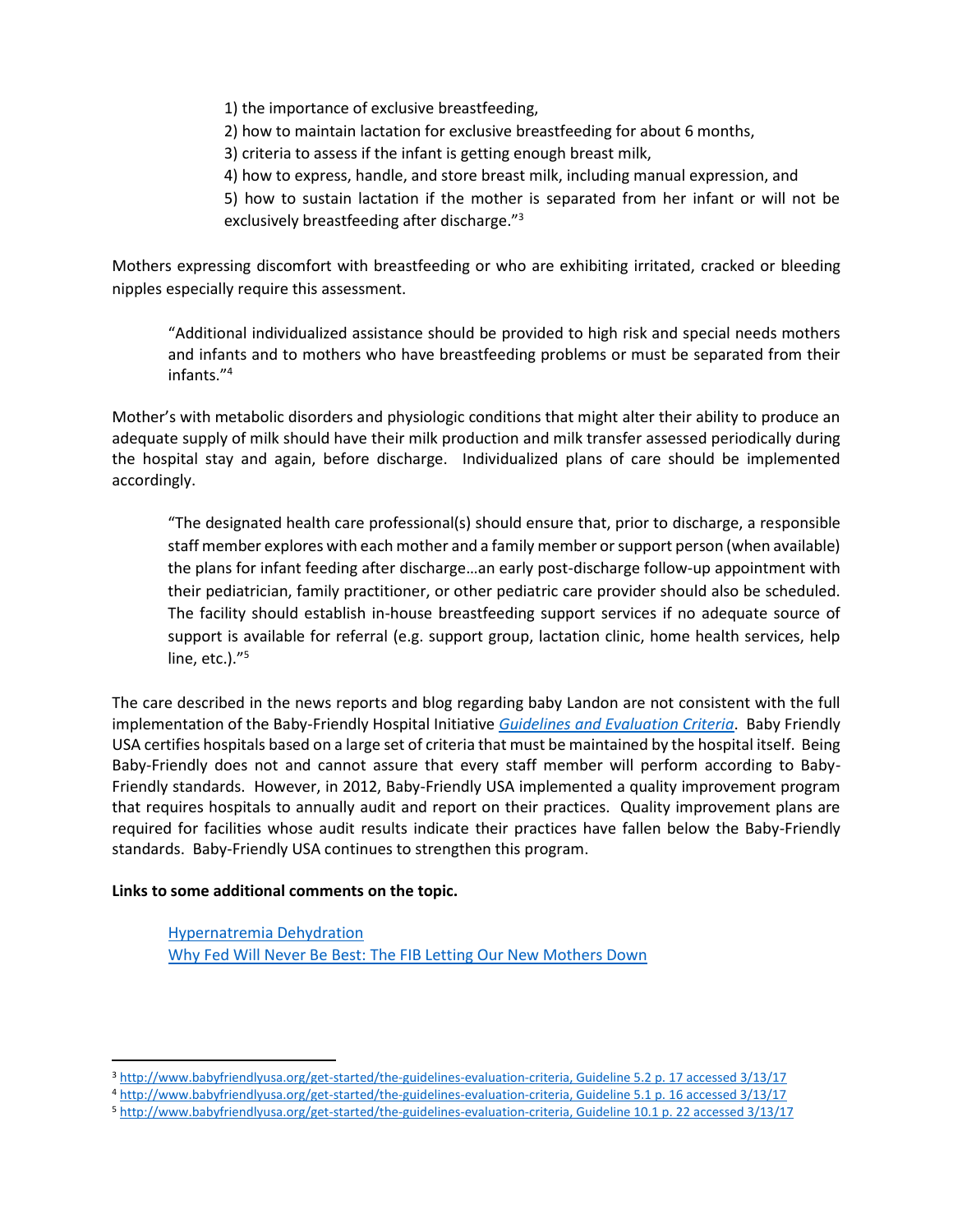1) the importance of exclusive breastfeeding,

2) how to maintain lactation for exclusive breastfeeding for about 6 months,

3) criteria to assess if the infant is getting enough breast milk,

4) how to express, handle, and store breast milk, including manual expression, and

5) how to sustain lactation if the mother is separated from her infant or will not be exclusively breastfeeding after discharge."[3]

Mothers expressing discomfort with breastfeeding or who are exhibiting irritated, cracked or bleeding nipples especially require this assessment.

> "Additional individualized assistance should be provided to high risk and special needs mothers and infants and to mothers who have breastfeeding problems or must be separated from their infants."[4]

Mother's with metabolic disorders and physiologic conditions that might alter their ability to produce an adequate supply of milk should have their milk production and milk transfer assessed periodically during the hospital stay and again, before discharge. Individualized plans of care should be implemented accordingly.

> "The designated health care professional(s) should ensure that, prior to discharge, a responsible staff member explores with each mother and a family member or support person (when available) the plans for infant feeding after discharge…an early post-discharge follow-up appointment with their pediatrician, family practitioner, or other pediatric care provider should also be scheduled. The facility should establish in-house breastfeeding support services if no adequate source of support is available for referral (e.g. support group, lactation clinic, home health services, help line, etc.)."[5]

The care described in the news reports and blog regarding baby Landon are not consistent with the full implementation of the Baby-Friendly Hospital Initiative *Guidelines and Evaluation Criteria*. Baby Friendly USA certifies hospitals based on a large set of criteria that must be maintained by the hospital itself. Being Baby-Friendly does not and cannot assure that every staff member will perform according to Baby-Friendly standards. However, in 2012, Baby-Friendly USA implemented a quality improvement program that requires hospitals to annually audit and report on their practices. Quality improvement plans are required for facilities whose audit results indicate their practices have fallen below the Baby-Friendly standards. Baby-Friendly USA continues to strengthen this program.

**Links to some additional comments on the topic.**

Hypernatremia Dehydration

Why Fed Will Never Be Best: The FIB Letting Our New Mothers Down

---

[3] http://www.babyfriendlyusa.org/get-started/the-guidelines-evaluation-criteria, Guideline 5.2 p. 17 accessed 3/13/17

[4] http://www.babyfriendlyusa.org/get-started/the-guidelines-evaluation-criteria, Guideline 5.1 p. 16 accessed 3/13/17

[5] http://www.babyfriendlyusa.org/get-started/the-guidelines-evaluation-criteria, Guideline 10.1 p. 22 accessed 3/13/17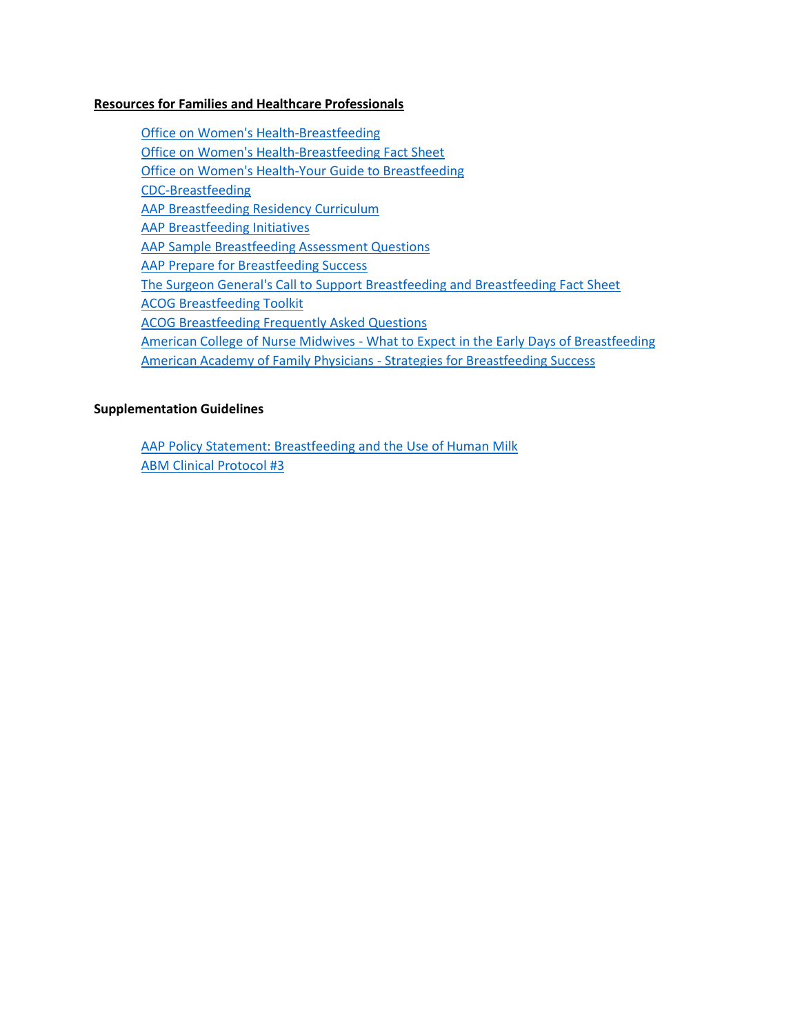**Resources for Families and Healthcare Professionals**

- Office on Women's Health-Breastfeeding
- Office on Women's Health-Breastfeeding Fact Sheet
- Office on Women's Health-Your Guide to Breastfeeding
- CDC-Breastfeeding
- AAP Breastfeeding Residency Curriculum
- AAP Breastfeeding Initiatives
- AAP Sample Breastfeeding Assessment Questions
- AAP Prepare for Breastfeeding Success
- The Surgeon General's Call to Support Breastfeeding and Breastfeeding Fact Sheet
- ACOG Breastfeeding Toolkit
- ACOG Breastfeeding Frequently Asked Questions
- American College of Nurse Midwives - What to Expect in the Early Days of Breastfeeding
- American Academy of Family Physicians - Strategies for Breastfeeding Success

**Supplementation Guidelines**

- AAP Policy Statement: Breastfeeding and the Use of Human Milk
- ABM Clinical Protocol #3